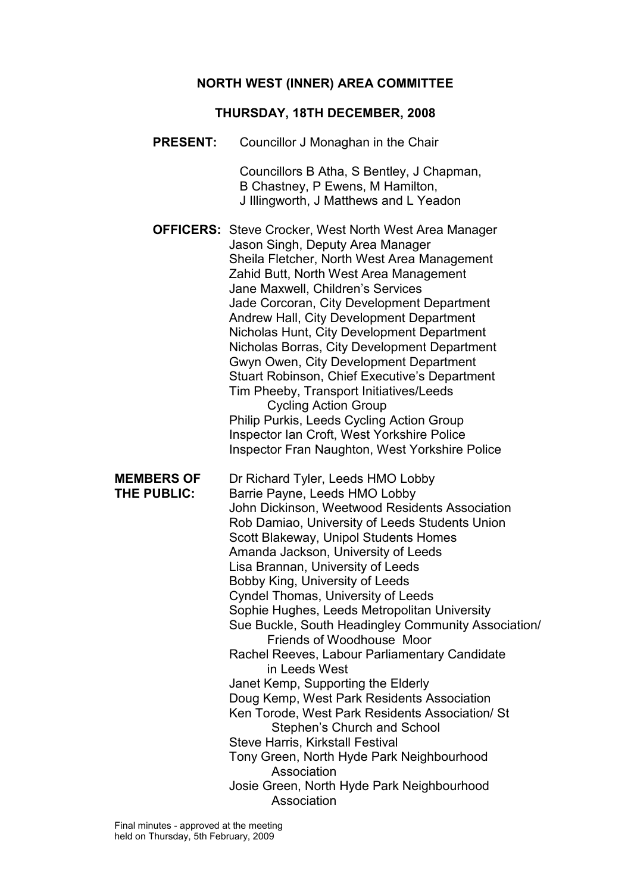# NORTH WEST (INNER) AREA COMMITTEE

## THURSDAY, 18TH DECEMBER, 2008

**PRESENT:** Councillor J Monaghan in the Chair

Councillors B Atha, S Bentley, J Chapman, B Chastney, P Ewens, M Hamilton, J Illingworth, J Matthews and L Yeadon

**OFFICERS:** Steve Crocker, West North West Area Manager
Jason Singh, Deputy Area Manager
Sheila Fletcher, North West Area Management
Zahid Butt, North West Area Management
Jane Maxwell, Children's Services
Jade Corcoran, City Development Department
Andrew Hall, City Development Department
Nicholas Hunt, City Development Department
Nicholas Borras, City Development Department
Gwyn Owen, City Development Department
Stuart Robinson, Chief Executive's Department
Tim Pheeby, Transport Initiatives/Leeds Cycling Action Group
Philip Purkis, Leeds Cycling Action Group
Inspector Ian Croft, West Yorkshire Police
Inspector Fran Naughton, West Yorkshire Police

**MEMBERS OF THE PUBLIC:** Dr Richard Tyler, Leeds HMO Lobby
Barrie Payne, Leeds HMO Lobby
John Dickinson, Weetwood Residents Association
Rob Damiao, University of Leeds Students Union
Scott Blakeway, Unipol Students Homes
Amanda Jackson, University of Leeds
Lisa Brannan, University of Leeds
Bobby King, University of Leeds
Cyndel Thomas, University of Leeds
Sophie Hughes, Leeds Metropolitan University
Sue Buckle, South Headingley Community Association/ Friends of Woodhouse Moor
Rachel Reeves, Labour Parliamentary Candidate in Leeds West
Janet Kemp, Supporting the Elderly
Doug Kemp, West Park Residents Association
Ken Torode, West Park Residents Association/ St Stephen's Church and School
Steve Harris, Kirkstall Festival
Tony Green, North Hyde Park Neighbourhood Association
Josie Green, North Hyde Park Neighbourhood Association

Final minutes - approved at the meeting held on Thursday, 5th February, 2009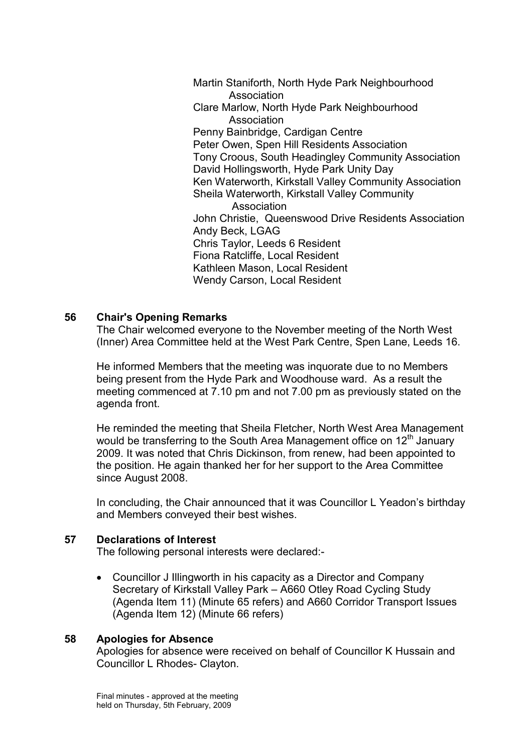Martin Staniforth, North Hyde Park Neighbourhood Association
Clare Marlow, North Hyde Park Neighbourhood Association
Penny Bainbridge, Cardigan Centre
Peter Owen, Spen Hill Residents Association
Tony Croous, South Headingley Community Association
David Hollingsworth, Hyde Park Unity Day
Ken Waterworth, Kirkstall Valley Community Association
Sheila Waterworth, Kirkstall Valley Community Association
John Christie, Queenswood Drive Residents Association
Andy Beck, LGAG
Chris Taylor, Leeds 6 Resident
Fiona Ratcliffe, Local Resident
Kathleen Mason, Local Resident
Wendy Carson, Local Resident

## 56 Chair's Opening Remarks

The Chair welcomed everyone to the November meeting of the North West (Inner) Area Committee held at the West Park Centre, Spen Lane, Leeds 16.

He informed Members that the meeting was inquorate due to no Members being present from the Hyde Park and Woodhouse ward. As a result the meeting commenced at 7.10 pm and not 7.00 pm as previously stated on the agenda front.

He reminded the meeting that Sheila Fletcher, North West Area Management would be transferring to the South Area Management office on 12th January 2009. It was noted that Chris Dickinson, from renew, had been appointed to the position. He again thanked her for her support to the Area Committee since August 2008.

In concluding, the Chair announced that it was Councillor L Yeadon's birthday and Members conveyed their best wishes.

## 57 Declarations of Interest

The following personal interests were declared:-

- Councillor J Illingworth in his capacity as a Director and Company Secretary of Kirkstall Valley Park – A660 Otley Road Cycling Study (Agenda Item 11) (Minute 65 refers) and A660 Corridor Transport Issues (Agenda Item 12) (Minute 66 refers)

## 58 Apologies for Absence

Apologies for absence were received on behalf of Councillor K Hussain and Councillor L Rhodes- Clayton.

Final minutes - approved at the meeting held on Thursday, 5th February, 2009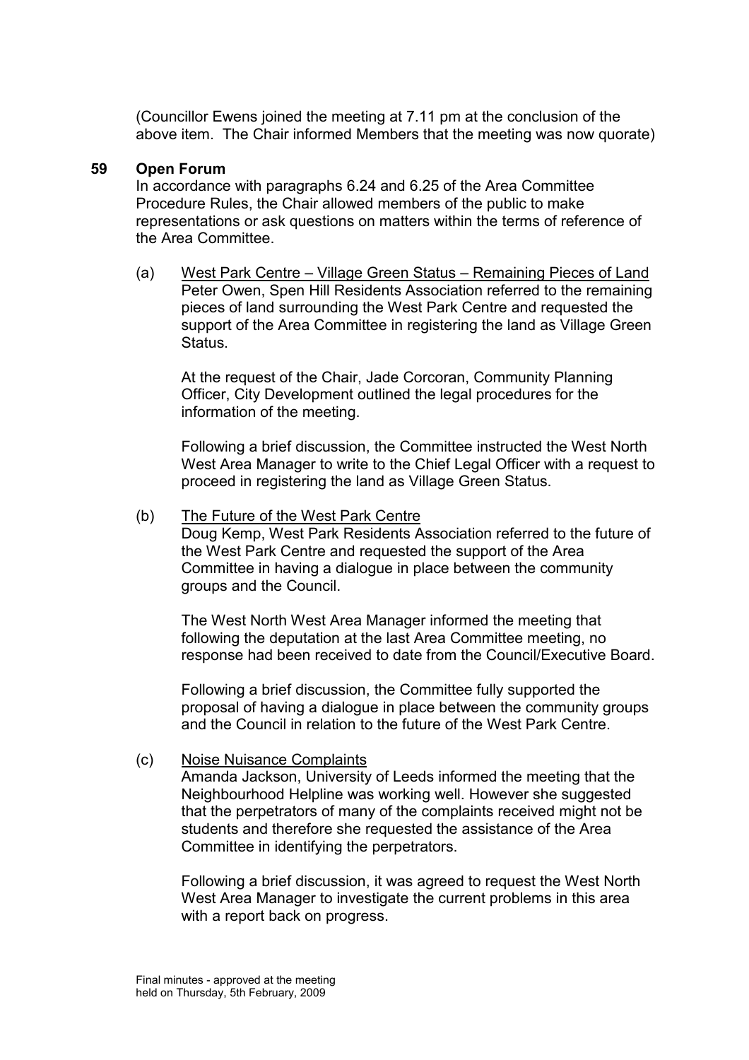(Councillor Ewens joined the meeting at 7.11 pm at the conclusion of the above item. The Chair informed Members that the meeting was now quorate)

## 59 Open Forum

In accordance with paragraphs 6.24 and 6.25 of the Area Committee Procedure Rules, the Chair allowed members of the public to make representations or ask questions on matters within the terms of reference of the Area Committee.

(a) West Park Centre – Village Green Status – Remaining Pieces of Land
Peter Owen, Spen Hill Residents Association referred to the remaining pieces of land surrounding the West Park Centre and requested the support of the Area Committee in registering the land as Village Green Status.

At the request of the Chair, Jade Corcoran, Community Planning Officer, City Development outlined the legal procedures for the information of the meeting.

Following a brief discussion, the Committee instructed the West North West Area Manager to write to the Chief Legal Officer with a request to proceed in registering the land as Village Green Status.

(b) The Future of the West Park Centre
Doug Kemp, West Park Residents Association referred to the future of the West Park Centre and requested the support of the Area Committee in having a dialogue in place between the community groups and the Council.

The West North West Area Manager informed the meeting that following the deputation at the last Area Committee meeting, no response had been received to date from the Council/Executive Board.

Following a brief discussion, the Committee fully supported the proposal of having a dialogue in place between the community groups and the Council in relation to the future of the West Park Centre.

(c) Noise Nuisance Complaints
Amanda Jackson, University of Leeds informed the meeting that the Neighbourhood Helpline was working well. However she suggested that the perpetrators of many of the complaints received might not be students and therefore she requested the assistance of the Area Committee in identifying the perpetrators.

Following a brief discussion, it was agreed to request the West North West Area Manager to investigate the current problems in this area with a report back on progress.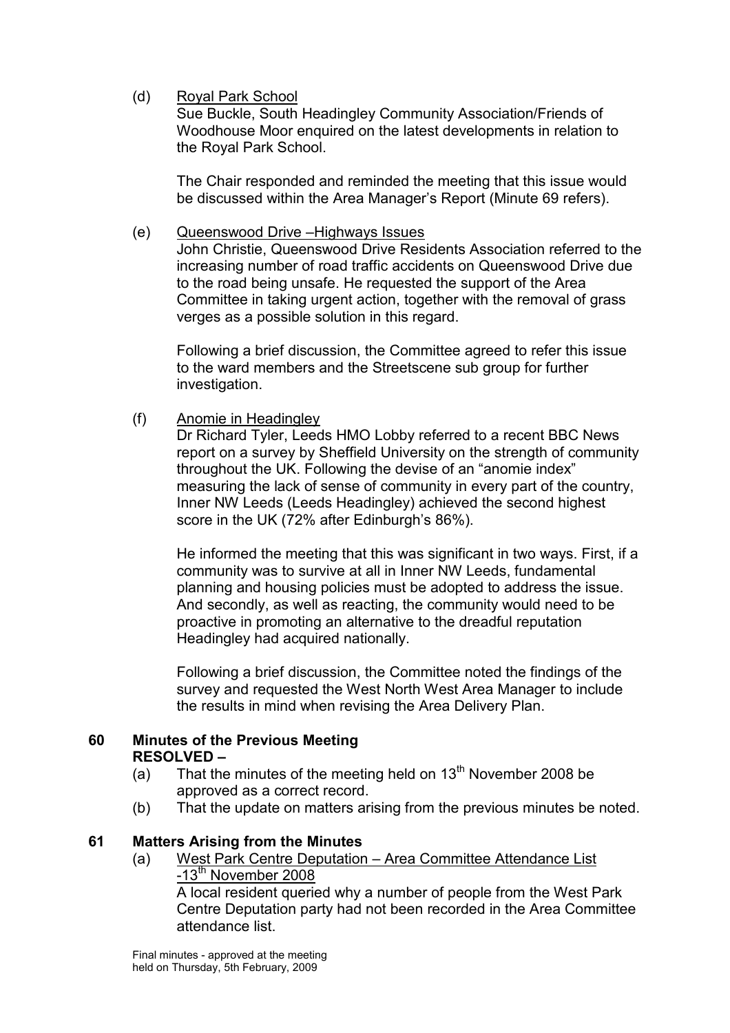(d) <u>Royal Park School</u>

Sue Buckle, South Headingley Community Association/Friends of Woodhouse Moor enquired on the latest developments in relation to the Royal Park School.

The Chair responded and reminded the meeting that this issue would be discussed within the Area Manager's Report (Minute 69 refers).

(e) <u>Queenswood Drive –Highways Issues</u>

John Christie, Queenswood Drive Residents Association referred to the increasing number of road traffic accidents on Queenswood Drive due to the road being unsafe. He requested the support of the Area Committee in taking urgent action, together with the removal of grass verges as a possible solution in this regard.

Following a brief discussion, the Committee agreed to refer this issue to the ward members and the Streetscene sub group for further investigation.

(f) <u>Anomie in Headingley</u>

Dr Richard Tyler, Leeds HMO Lobby referred to a recent BBC News report on a survey by Sheffield University on the strength of community throughout the UK. Following the devise of an "anomie index" measuring the lack of sense of community in every part of the country, Inner NW Leeds (Leeds Headingley) achieved the second highest score in the UK (72% after Edinburgh's 86%).

He informed the meeting that this was significant in two ways. First, if a community was to survive at all in Inner NW Leeds, fundamental planning and housing policies must be adopted to address the issue. And secondly, as well as reacting, the community would need to be proactive in promoting an alternative to the dreadful reputation Headingley had acquired nationally.

Following a brief discussion, the Committee noted the findings of the survey and requested the West North West Area Manager to include the results in mind when revising the Area Delivery Plan.

## 60 Minutes of the Previous Meeting

**RESOLVED –**

(a) That the minutes of the meeting held on 13th November 2008 be approved as a correct record.

(b) That the update on matters arising from the previous minutes be noted.

## 61 Matters Arising from the Minutes

(a) <u>West Park Centre Deputation – Area Committee Attendance List -13th November 2008</u>

A local resident queried why a number of people from the West Park Centre Deputation party had not been recorded in the Area Committee attendance list.

Final minutes - approved at the meeting held on Thursday, 5th February, 2009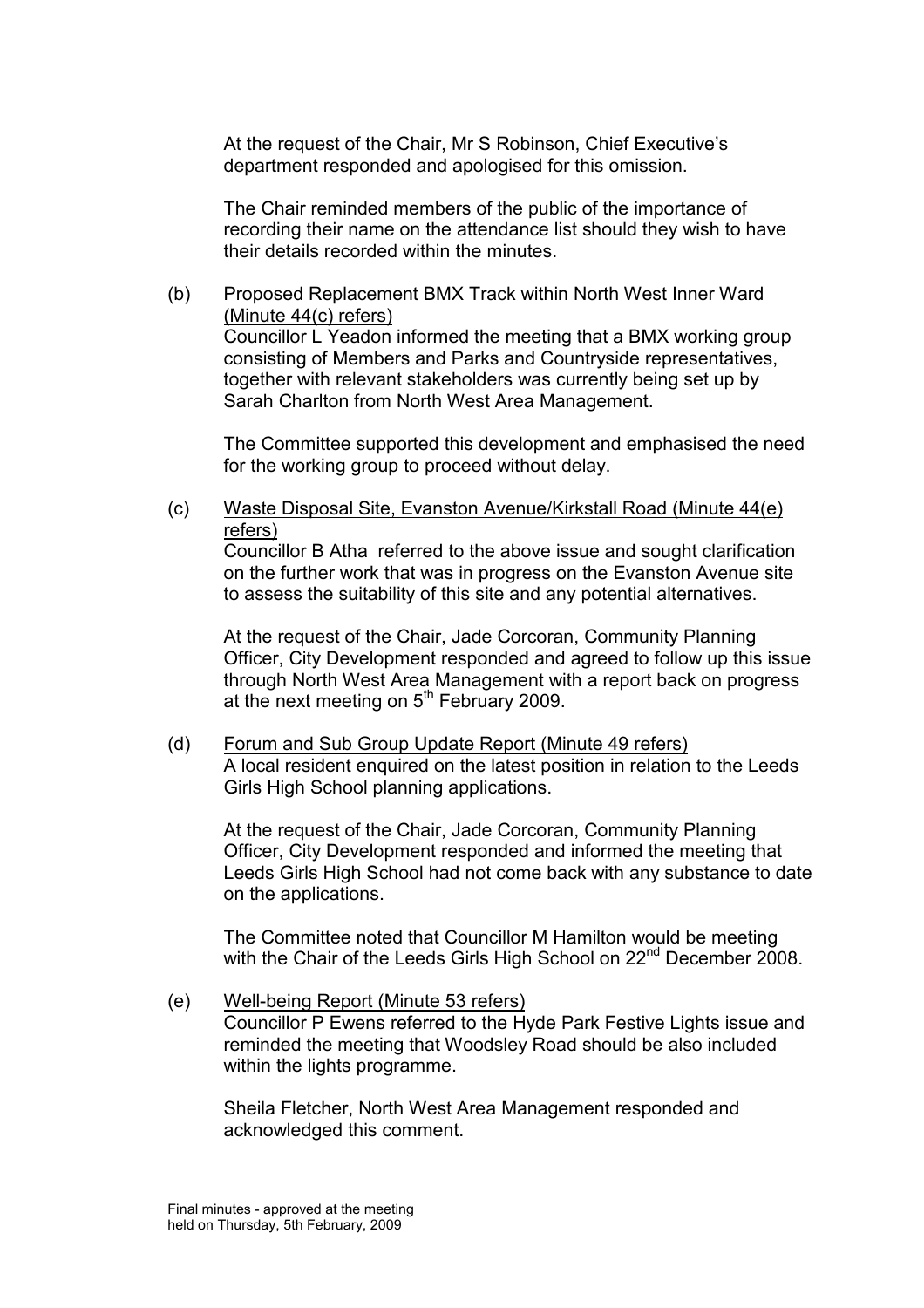At the request of the Chair, Mr S Robinson, Chief Executive's department responded and apologised for this omission.

The Chair reminded members of the public of the importance of recording their name on the attendance list should they wish to have their details recorded within the minutes.

(b) Proposed Replacement BMX Track within North West Inner Ward (Minute 44(c) refers)
Councillor L Yeadon informed the meeting that a BMX working group consisting of Members and Parks and Countryside representatives, together with relevant stakeholders was currently being set up by Sarah Charlton from North West Area Management.

The Committee supported this development and emphasised the need for the working group to proceed without delay.

(c) Waste Disposal Site, Evanston Avenue/Kirkstall Road (Minute 44(e) refers)
Councillor B Atha referred to the above issue and sought clarification on the further work that was in progress on the Evanston Avenue site to assess the suitability of this site and any potential alternatives.

At the request of the Chair, Jade Corcoran, Community Planning Officer, City Development responded and agreed to follow up this issue through North West Area Management with a report back on progress at the next meeting on 5th February 2009.

(d) Forum and Sub Group Update Report (Minute 49 refers)
A local resident enquired on the latest position in relation to the Leeds Girls High School planning applications.

At the request of the Chair, Jade Corcoran, Community Planning Officer, City Development responded and informed the meeting that Leeds Girls High School had not come back with any substance to date on the applications.

The Committee noted that Councillor M Hamilton would be meeting with the Chair of the Leeds Girls High School on 22nd December 2008.

(e) Well-being Report (Minute 53 refers)
Councillor P Ewens referred to the Hyde Park Festive Lights issue and reminded the meeting that Woodsley Road should be also included within the lights programme.

Sheila Fletcher, North West Area Management responded and acknowledged this comment.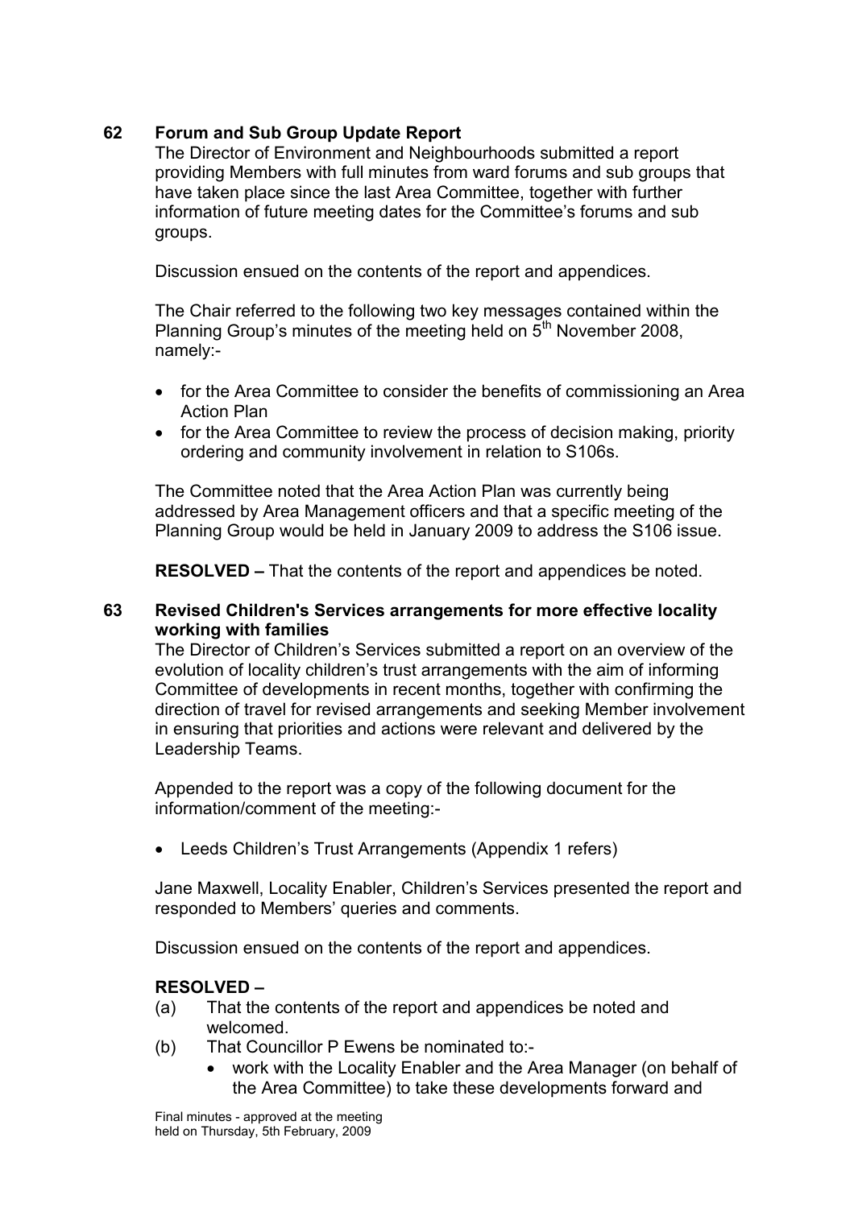## 62 Forum and Sub Group Update Report

The Director of Environment and Neighbourhoods submitted a report providing Members with full minutes from ward forums and sub groups that have taken place since the last Area Committee, together with further information of future meeting dates for the Committee's forums and sub groups.

Discussion ensued on the contents of the report and appendices.

The Chair referred to the following two key messages contained within the Planning Group's minutes of the meeting held on 5th November 2008, namely:-

- for the Area Committee to consider the benefits of commissioning an Area Action Plan
- for the Area Committee to review the process of decision making, priority ordering and community involvement in relation to S106s.

The Committee noted that the Area Action Plan was currently being addressed by Area Management officers and that a specific meeting of the Planning Group would be held in January 2009 to address the S106 issue.

**RESOLVED –** That the contents of the report and appendices be noted.

## 63 Revised Children's Services arrangements for more effective locality working with families

The Director of Children's Services submitted a report on an overview of the evolution of locality children's trust arrangements with the aim of informing Committee of developments in recent months, together with confirming the direction of travel for revised arrangements and seeking Member involvement in ensuring that priorities and actions were relevant and delivered by the Leadership Teams.

Appended to the report was a copy of the following document for the information/comment of the meeting:-

- Leeds Children's Trust Arrangements (Appendix 1 refers)

Jane Maxwell, Locality Enabler, Children's Services presented the report and responded to Members' queries and comments.

Discussion ensued on the contents of the report and appendices.

**RESOLVED –**

(a) That the contents of the report and appendices be noted and welcomed.

(b) That Councillor P Ewens be nominated to:-

- work with the Locality Enabler and the Area Manager (on behalf of the Area Committee) to take these developments forward and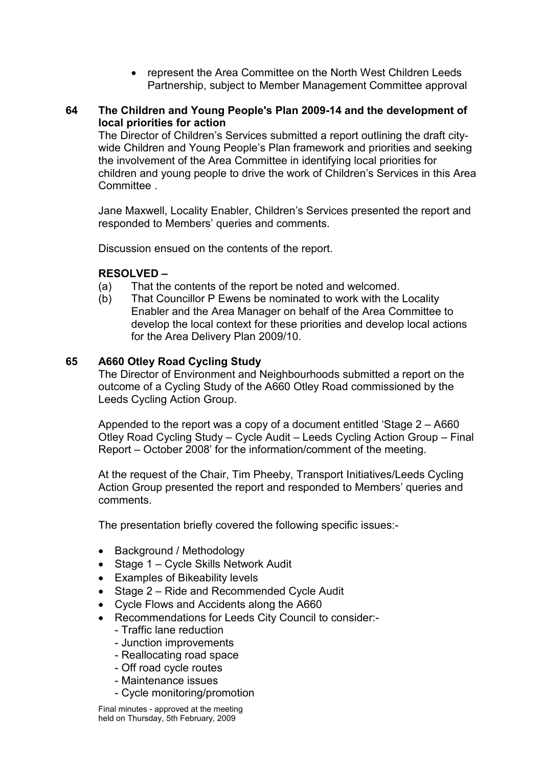- represent the Area Committee on the North West Children Leeds Partnership, subject to Member Management Committee approval

**64 The Children and Young People's Plan 2009-14 and the development of local priorities for action**

The Director of Children's Services submitted a report outlining the draft city-wide Children and Young People's Plan framework and priorities and seeking the involvement of the Area Committee in identifying local priorities for children and young people to drive the work of Children's Services in this Area Committee .

Jane Maxwell, Locality Enabler, Children's Services presented the report and responded to Members' queries and comments.

Discussion ensued on the contents of the report.

**RESOLVED –**

(a) That the contents of the report be noted and welcomed.

(b) That Councillor P Ewens be nominated to work with the Locality Enabler and the Area Manager on behalf of the Area Committee to develop the local context for these priorities and develop local actions for the Area Delivery Plan 2009/10.

**65 A660 Otley Road Cycling Study**

The Director of Environment and Neighbourhoods submitted a report on the outcome of a Cycling Study of the A660 Otley Road commissioned by the Leeds Cycling Action Group.

Appended to the report was a copy of a document entitled 'Stage 2 – A660 Otley Road Cycling Study – Cycle Audit – Leeds Cycling Action Group – Final Report – October 2008' for the information/comment of the meeting.

At the request of the Chair, Tim Pheeby, Transport Initiatives/Leeds Cycling Action Group presented the report and responded to Members' queries and comments.

The presentation briefly covered the following specific issues:-

- Background / Methodology
- Stage 1 – Cycle Skills Network Audit
- Examples of Bikeability levels
- Stage 2 – Ride and Recommended Cycle Audit
- Cycle Flows and Accidents along the A660
- Recommendations for Leeds City Council to consider:-
  - Traffic lane reduction
  - Junction improvements
  - Reallocating road space
  - Off road cycle routes
  - Maintenance issues
  - Cycle monitoring/promotion

Final minutes - approved at the meeting held on Thursday, 5th February, 2009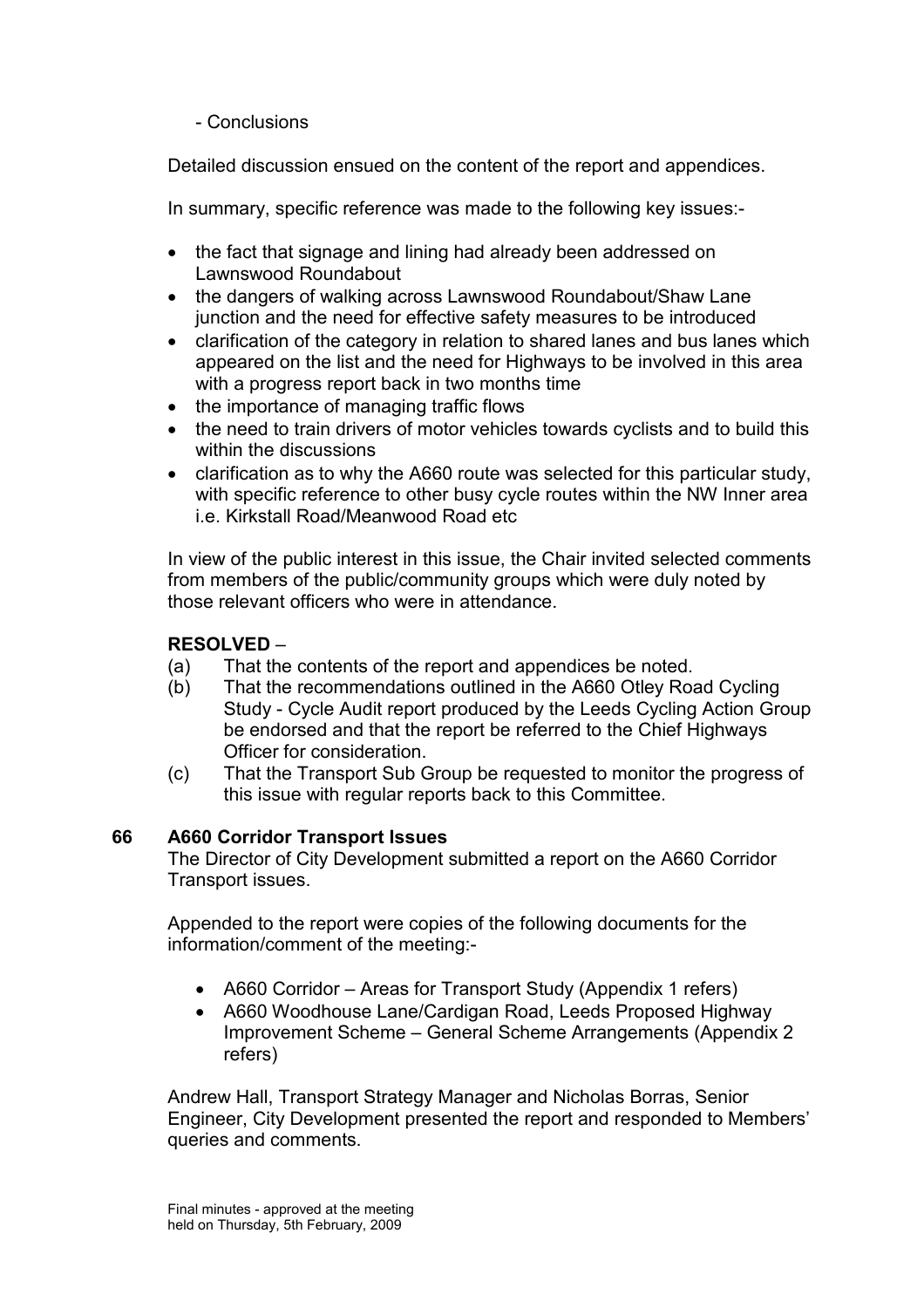- Conclusions

Detailed discussion ensued on the content of the report and appendices.

In summary, specific reference was made to the following key issues:-

- the fact that signage and lining had already been addressed on Lawnswood Roundabout
- the dangers of walking across Lawnswood Roundabout/Shaw Lane junction and the need for effective safety measures to be introduced
- clarification of the category in relation to shared lanes and bus lanes which appeared on the list and the need for Highways to be involved in this area with a progress report back in two months time
- the importance of managing traffic flows
- the need to train drivers of motor vehicles towards cyclists and to build this within the discussions
- clarification as to why the A660 route was selected for this particular study, with specific reference to other busy cycle routes within the NW Inner area i.e. Kirkstall Road/Meanwood Road etc

In view of the public interest in this issue, the Chair invited selected comments from members of the public/community groups which were duly noted by those relevant officers who were in attendance.

**RESOLVED** –

(a) That the contents of the report and appendices be noted.

(b) That the recommendations outlined in the A660 Otley Road Cycling Study - Cycle Audit report produced by the Leeds Cycling Action Group be endorsed and that the report be referred to the Chief Highways Officer for consideration.

(c) That the Transport Sub Group be requested to monitor the progress of this issue with regular reports back to this Committee.

## 66 A660 Corridor Transport Issues

The Director of City Development submitted a report on the A660 Corridor Transport issues.

Appended to the report were copies of the following documents for the information/comment of the meeting:-

- A660 Corridor – Areas for Transport Study (Appendix 1 refers)
- A660 Woodhouse Lane/Cardigan Road, Leeds Proposed Highway Improvement Scheme – General Scheme Arrangements (Appendix 2 refers)

Andrew Hall, Transport Strategy Manager and Nicholas Borras, Senior Engineer, City Development presented the report and responded to Members' queries and comments.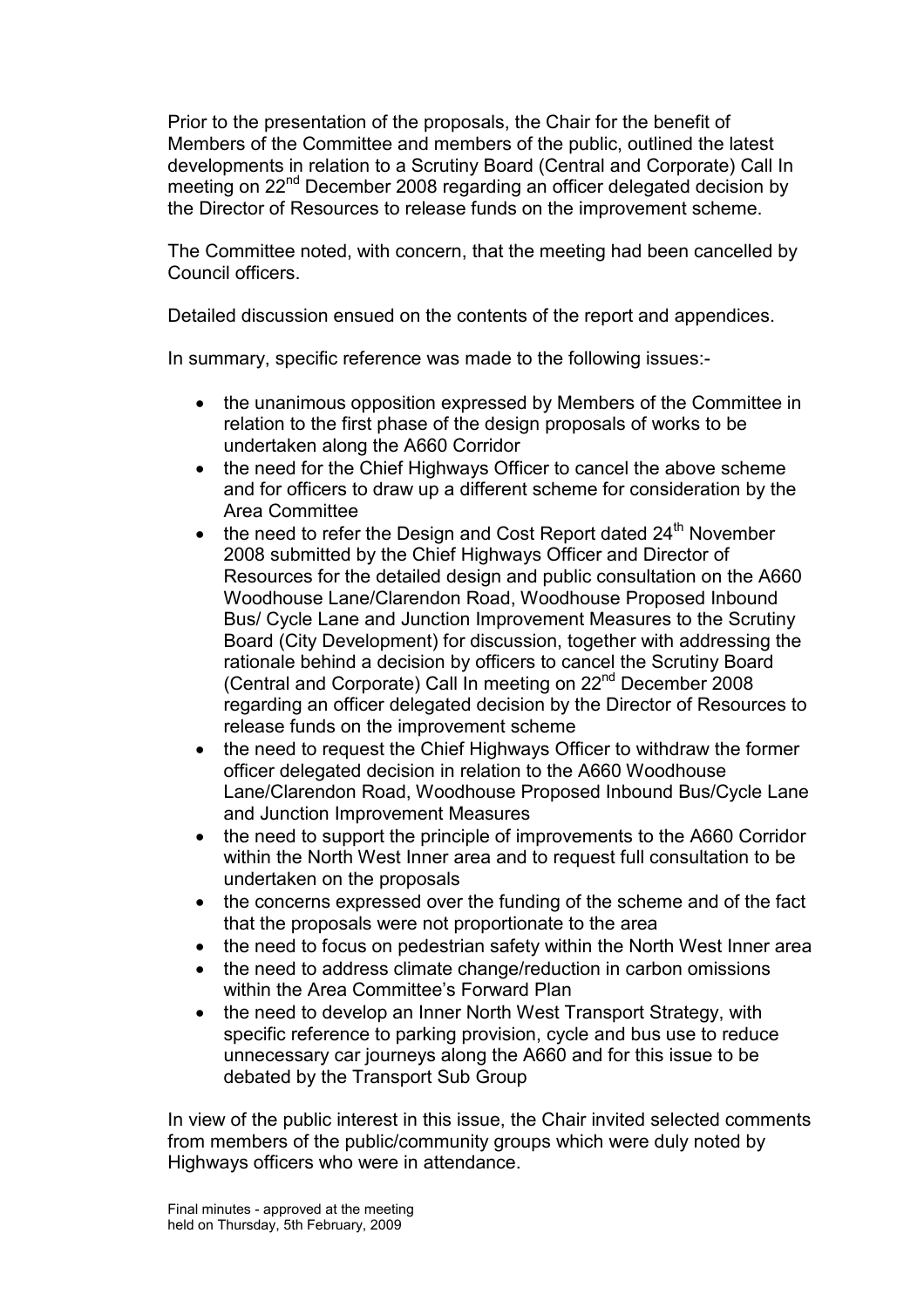Prior to the presentation of the proposals, the Chair for the benefit of Members of the Committee and members of the public, outlined the latest developments in relation to a Scrutiny Board (Central and Corporate) Call In meeting on 22nd December 2008 regarding an officer delegated decision by the Director of Resources to release funds on the improvement scheme.

The Committee noted, with concern, that the meeting had been cancelled by Council officers.

Detailed discussion ensued on the contents of the report and appendices.

In summary, specific reference was made to the following issues:-

- the unanimous opposition expressed by Members of the Committee in relation to the first phase of the design proposals of works to be undertaken along the A660 Corridor
- the need for the Chief Highways Officer to cancel the above scheme and for officers to draw up a different scheme for consideration by the Area Committee
- the need to refer the Design and Cost Report dated 24th November 2008 submitted by the Chief Highways Officer and Director of Resources for the detailed design and public consultation on the A660 Woodhouse Lane/Clarendon Road, Woodhouse Proposed Inbound Bus/ Cycle Lane and Junction Improvement Measures to the Scrutiny Board (City Development) for discussion, together with addressing the rationale behind a decision by officers to cancel the Scrutiny Board (Central and Corporate) Call In meeting on 22nd December 2008 regarding an officer delegated decision by the Director of Resources to release funds on the improvement scheme
- the need to request the Chief Highways Officer to withdraw the former officer delegated decision in relation to the A660 Woodhouse Lane/Clarendon Road, Woodhouse Proposed Inbound Bus/Cycle Lane and Junction Improvement Measures
- the need to support the principle of improvements to the A660 Corridor within the North West Inner area and to request full consultation to be undertaken on the proposals
- the concerns expressed over the funding of the scheme and of the fact that the proposals were not proportionate to the area
- the need to focus on pedestrian safety within the North West Inner area
- the need to address climate change/reduction in carbon omissions within the Area Committee's Forward Plan
- the need to develop an Inner North West Transport Strategy, with specific reference to parking provision, cycle and bus use to reduce unnecessary car journeys along the A660 and for this issue to be debated by the Transport Sub Group

In view of the public interest in this issue, the Chair invited selected comments from members of the public/community groups which were duly noted by Highways officers who were in attendance.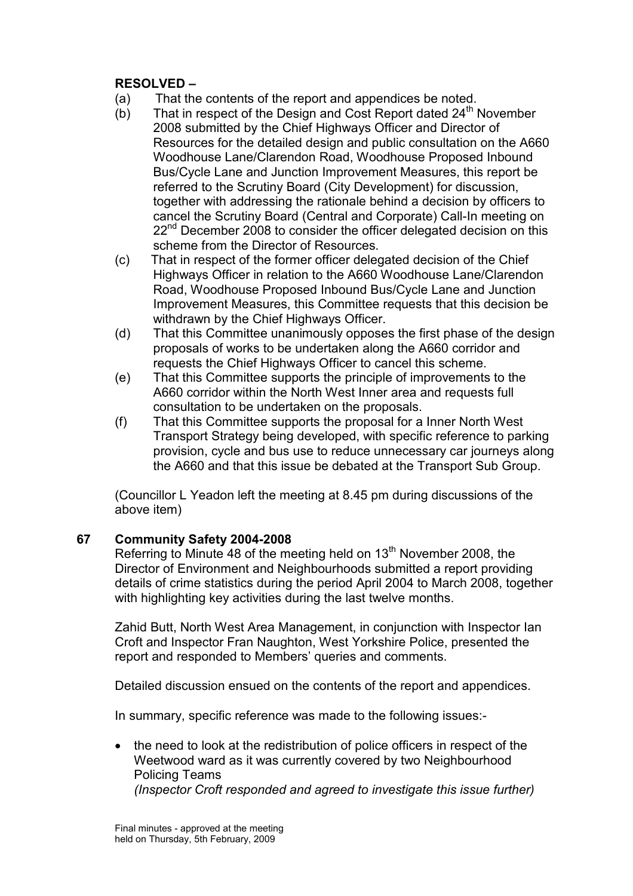**RESOLVED –**

(a) That the contents of the report and appendices be noted.

(b) That in respect of the Design and Cost Report dated 24th November 2008 submitted by the Chief Highways Officer and Director of Resources for the detailed design and public consultation on the A660 Woodhouse Lane/Clarendon Road, Woodhouse Proposed Inbound Bus/Cycle Lane and Junction Improvement Measures, this report be referred to the Scrutiny Board (City Development) for discussion, together with addressing the rationale behind a decision by officers to cancel the Scrutiny Board (Central and Corporate) Call-In meeting on 22nd December 2008 to consider the officer delegated decision on this scheme from the Director of Resources.

(c) That in respect of the former officer delegated decision of the Chief Highways Officer in relation to the A660 Woodhouse Lane/Clarendon Road, Woodhouse Proposed Inbound Bus/Cycle Lane and Junction Improvement Measures, this Committee requests that this decision be withdrawn by the Chief Highways Officer.

(d) That this Committee unanimously opposes the first phase of the design proposals of works to be undertaken along the A660 corridor and requests the Chief Highways Officer to cancel this scheme.

(e) That this Committee supports the principle of improvements to the A660 corridor within the North West Inner area and requests full consultation to be undertaken on the proposals.

(f) That this Committee supports the proposal for a Inner North West Transport Strategy being developed, with specific reference to parking provision, cycle and bus use to reduce unnecessary car journeys along the A660 and that this issue be debated at the Transport Sub Group.

(Councillor L Yeadon left the meeting at 8.45 pm during discussions of the above item)

## 67 Community Safety 2004-2008

Referring to Minute 48 of the meeting held on 13th November 2008, the Director of Environment and Neighbourhoods submitted a report providing details of crime statistics during the period April 2004 to March 2008, together with highlighting key activities during the last twelve months.

Zahid Butt, North West Area Management, in conjunction with Inspector Ian Croft and Inspector Fran Naughton, West Yorkshire Police, presented the report and responded to Members' queries and comments.

Detailed discussion ensued on the contents of the report and appendices.

In summary, specific reference was made to the following issues:-

- the need to look at the redistribution of police officers in respect of the Weetwood ward as it was currently covered by two Neighbourhood Policing Teams
  *(Inspector Croft responded and agreed to investigate this issue further)*

Final minutes - approved at the meeting held on Thursday, 5th February, 2009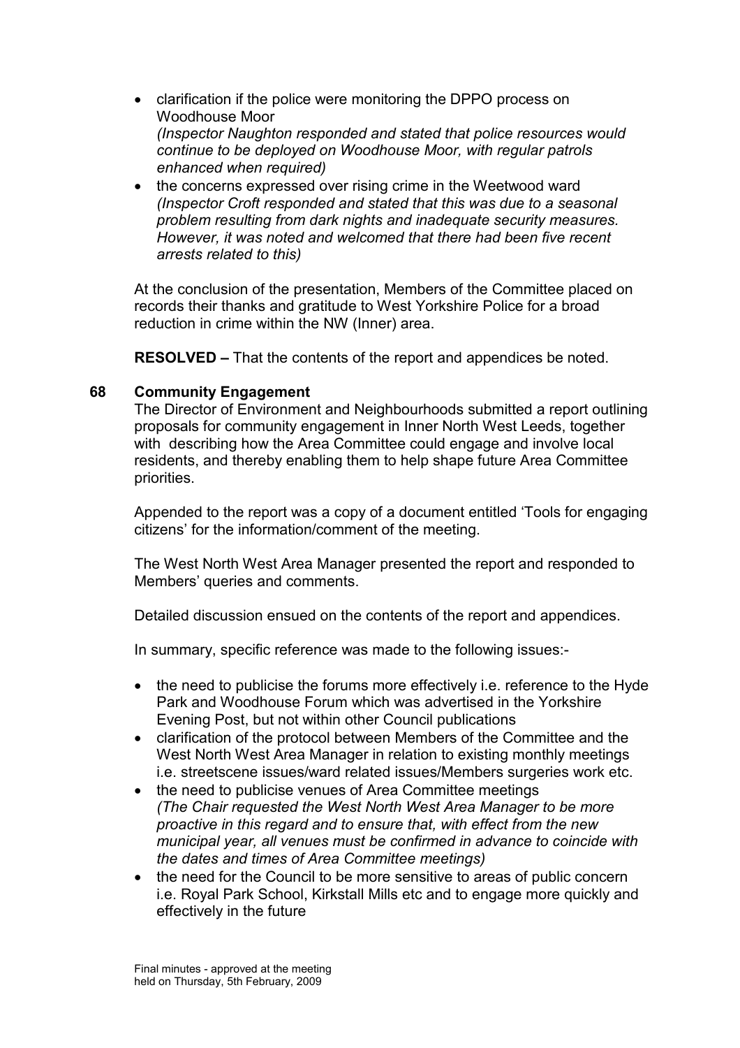- clarification if the police were monitoring the DPPO process on Woodhouse Moor
  *(Inspector Naughton responded and stated that police resources would continue to be deployed on Woodhouse Moor, with regular patrols enhanced when required)*
- the concerns expressed over rising crime in the Weetwood ward
  *(Inspector Croft responded and stated that this was due to a seasonal problem resulting from dark nights and inadequate security measures. However, it was noted and welcomed that there had been five recent arrests related to this)*

At the conclusion of the presentation, Members of the Committee placed on records their thanks and gratitude to West Yorkshire Police for a broad reduction in crime within the NW (Inner) area.

**RESOLVED –** That the contents of the report and appendices be noted.

## 68 Community Engagement

The Director of Environment and Neighbourhoods submitted a report outlining proposals for community engagement in Inner North West Leeds, together with describing how the Area Committee could engage and involve local residents, and thereby enabling them to help shape future Area Committee priorities.

Appended to the report was a copy of a document entitled 'Tools for engaging citizens' for the information/comment of the meeting.

The West North West Area Manager presented the report and responded to Members' queries and comments.

Detailed discussion ensued on the contents of the report and appendices.

In summary, specific reference was made to the following issues:-

- the need to publicise the forums more effectively i.e. reference to the Hyde Park and Woodhouse Forum which was advertised in the Yorkshire Evening Post, but not within other Council publications
- clarification of the protocol between Members of the Committee and the West North West Area Manager in relation to existing monthly meetings i.e. streetscene issues/ward related issues/Members surgeries work etc.
- the need to publicise venues of Area Committee meetings
  *(The Chair requested the West North West Area Manager to be more proactive in this regard and to ensure that, with effect from the new municipal year, all venues must be confirmed in advance to coincide with the dates and times of Area Committee meetings)*
- the need for the Council to be more sensitive to areas of public concern i.e. Royal Park School, Kirkstall Mills etc and to engage more quickly and effectively in the future

Final minutes - approved at the meeting
held on Thursday, 5th February, 2009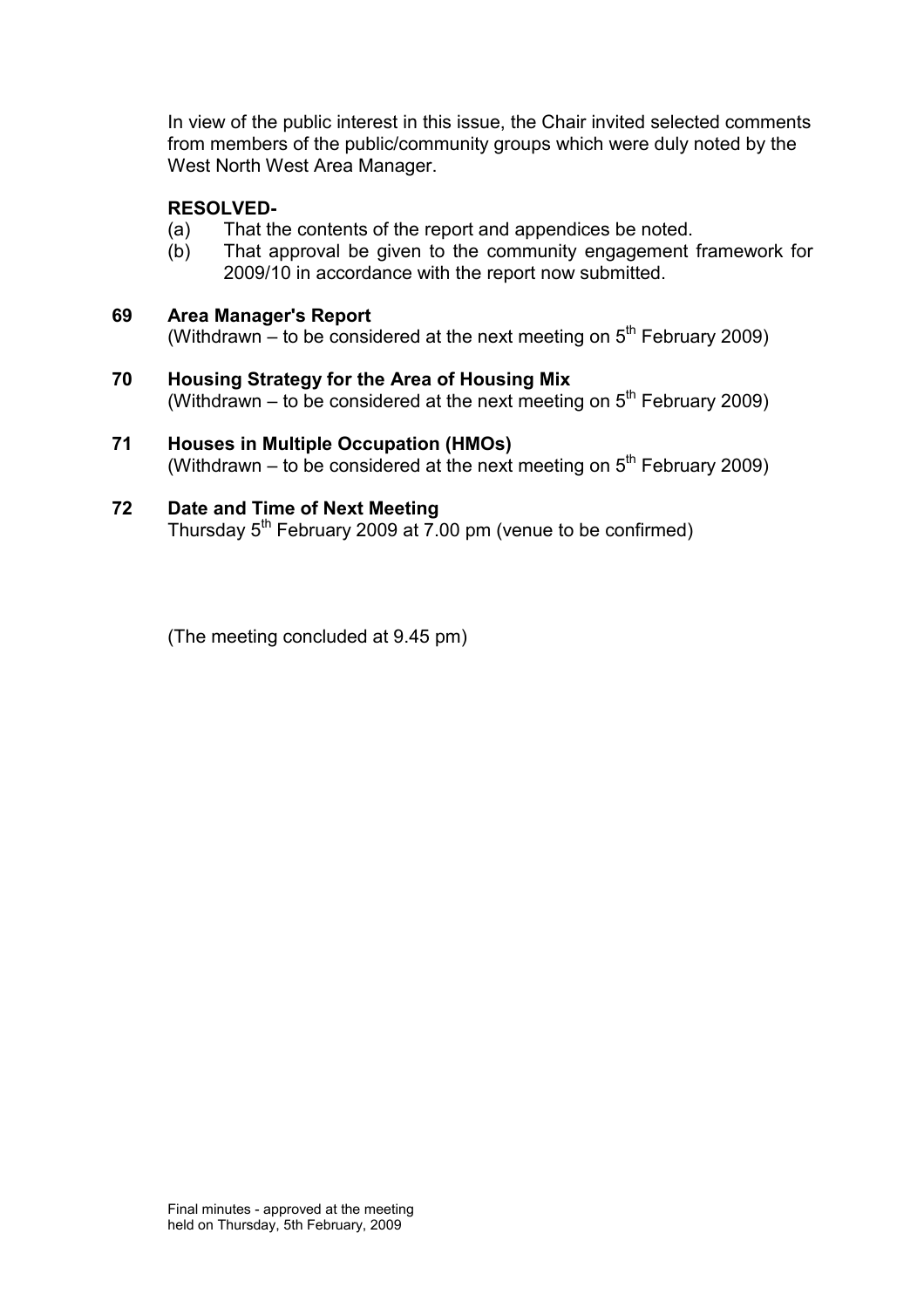In view of the public interest in this issue, the Chair invited selected comments from members of the public/community groups which were duly noted by the West North West Area Manager.

**RESOLVED-**

(a) That the contents of the report and appendices be noted.

(b) That approval be given to the community engagement framework for 2009/10 in accordance with the report now submitted.

**69 Area Manager's Report**

(Withdrawn – to be considered at the next meeting on 5th February 2009)

**70 Housing Strategy for the Area of Housing Mix**

(Withdrawn – to be considered at the next meeting on 5th February 2009)

**71 Houses in Multiple Occupation (HMOs)**

(Withdrawn – to be considered at the next meeting on 5th February 2009)

**72 Date and Time of Next Meeting**

Thursday 5th February 2009 at 7.00 pm (venue to be confirmed)

(The meeting concluded at 9.45 pm)

Final minutes - approved at the meeting held on Thursday, 5th February, 2009